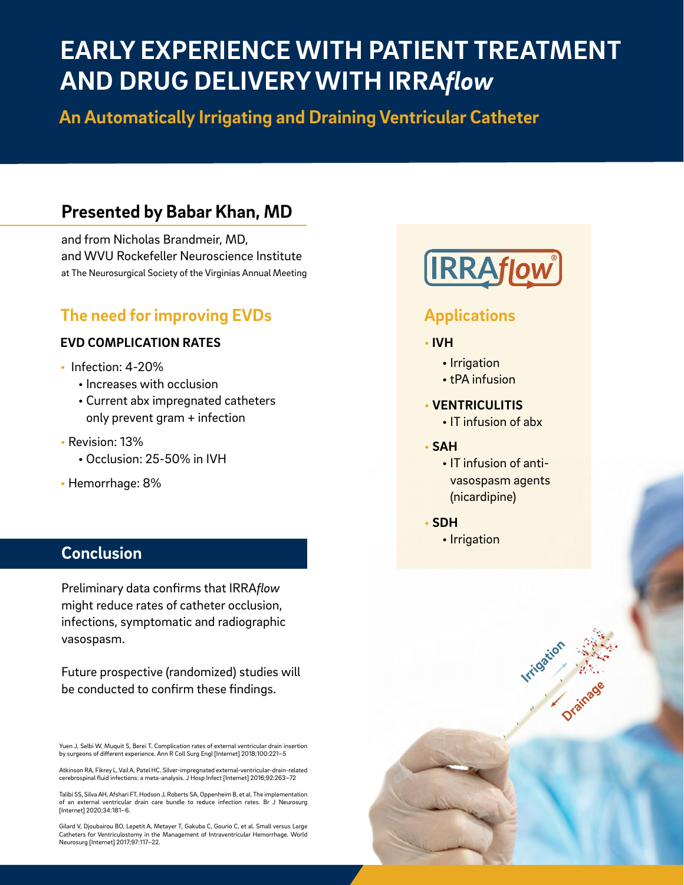# EARLY EXPERIENCE WITH PATIENT TREATMENT AND DRUG DELIVERY WITH IRRA*flow*

## An Automatically Irrigating and Draining Ventricular Catheter

### Presented by Babar Khan, MD

and from Nicholas Brandmeir, MD, and WVU Rockefeller Neuroscience Institute at The Neurosurgical Society of the Virginias Annual Meeting

## The need for improving EVDs

### EVD COMPLICATION RATES

- Infection: 4-20%
  - Increases with occlusion
  - Current abx impregnated catheters only prevent gram + infection
- Revision: 13%
  - Occlusion: 25-50% in IVH
- Hemorrhage: 8%

## Conclusion

Preliminary data confirms that IRRA*flow* might reduce rates of catheter occlusion, infections, symptomatic and radiographic vasospasm.

Future prospective (randomized) studies will be conducted to confirm these findings.

Yuen J, Selbi W, Muquit S, Berei T. Complication rates of external ventricular drain insertion by surgeons of different experience. Ann R Coll Surg Engl [Internet] 2018;100:221–5

Atkinson RA, Fikrey L, Vail A, Patel HC. Silver-impregnated external-ventricular-drain-related cerebrospinal fluid infections: a meta-analysis. J Hosp Infect [Internet] 2016;92:263–72

Talibi SS, Silva AH, Afshari FT, Hodson J, Roberts SA, Oppenheim B, et al. The implementation of an external ventricular drain care bundle to reduce infection rates. Br J Neurosurg [Internet] 2020;34:181–6.

Gilard V, Djoubairou BO, Lepetit A, Metayer T, Gakuba C, Gourio C, et al. Small versus Large Catheters for Ventriculostomy in the Management of Intraventricular Hemorrhage. World Neurosurg [Internet] 2017;97:117–22.

IRRA*flow*®

## Applications

- **IVH**
  - Irrigation
  - tPA infusion
- **VENTRICULITIS**
  - IT infusion of abx
- **SAH**
  - IT infusion of anti-vasospasm agents (nicardipine)
- **SDH**
  - Irrigation

Irrigation

Drainage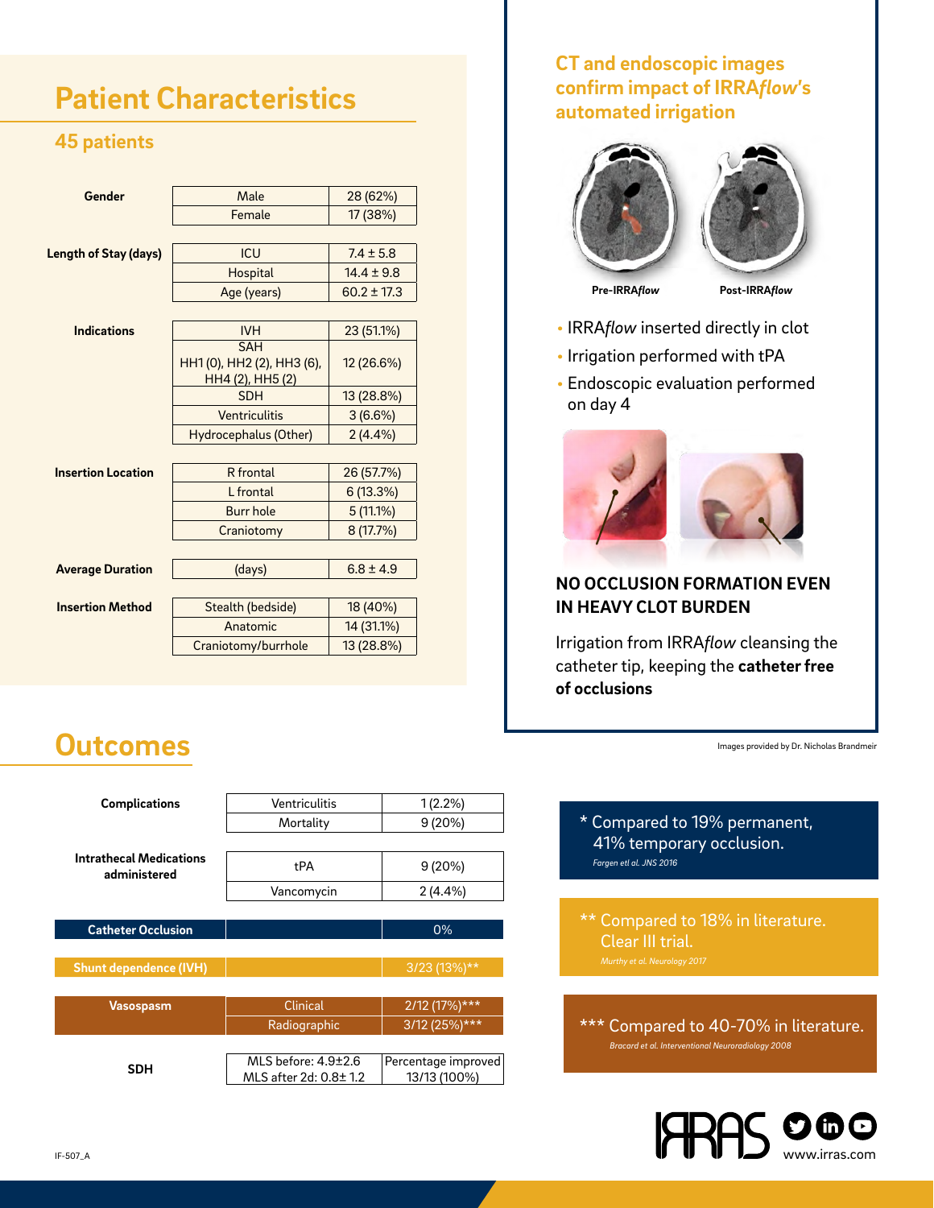# Patient Characteristics

## 45 patients

| | | |
|---|---|---|
| **Gender** | Male | 28 (62%) |
| | Female | 17 (38%) |
| **Length of Stay (days)** | ICU | 7.4 ± 5.8 |
| | Hospital | 14.4 ± 9.8 |
| | Age (years) | 60.2 ± 17.3 |
| **Indications** | IVH | 23 (51.1%) |
| | SAH HH1 (0), HH2 (2), HH3 (6), HH4 (2), HH5 (2) | 12 (26.6%) |
| | SDH | 13 (28.8%) |
| | Ventriculitis | 3 (6.6%) |
| | Hydrocephalus (Other) | 2 (4.4%) |
| **Insertion Location** | R frontal | 26 (57.7%) |
| | L frontal | 6 (13.3%) |
| | Burr hole | 5 (11.1%) |
| | Craniotomy | 8 (17.7%) |
| **Average Duration** | (days) | 6.8 ± 4.9 |
| **Insertion Method** | Stealth (bedside) | 18 (40%) |
| | Anatomic | 14 (31.1%) |
| | Craniotomy/burrhole | 13 (28.8%) |

## CT and endoscopic images confirm impact of IRRA*flow*'s automated irrigation

Pre-IRRA*flow*

Post-IRRA*flow*

- IRRA*flow* inserted directly in clot
- Irrigation performed with tPA
- Endoscopic evaluation performed on day 4

**NO OCCLUSION FORMATION EVEN IN HEAVY CLOT BURDEN**

Irrigation from IRRA*flow* cleansing the catheter tip, keeping the **catheter free of occlusions**

Images provided by Dr. Nicholas Brandmeir

# Outcomes

| | | |
|---|---|---|
| **Complications** | Ventriculitis | 1 (2.2%) |
| | Mortality | 9 (20%) |
| **Intrathecal Medications administered** | tPA | 9 (20%) |
| | Vancomycin | 2 (4.4%) |
| **Catheter Occlusion** | | 0% |
| **Shunt dependence (IVH)** | | 3/23 (13%)** |
| **Vasospasm** | Clinical | 2/12 (17%)*** |
| | Radiographic | 3/12 (25%)*** |
| **SDH** | MLS before: 4.9±2.6 MLS after 2d: 0.8± 1.2 | Percentage improved 13/13 (100%) |

\* Compared to 19% permanent, 41% temporary occlusion.
*Fargen etl al. JNS 2016*

** Compared to 18% in literature. Clear III trial.
*Murthy et al. Neurology 2017*

*** Compared to 40-70% in literature.
*Bracard et al. Interventional Neuroradiology 2008*

IRRAS www.irras.com

IF-507_A